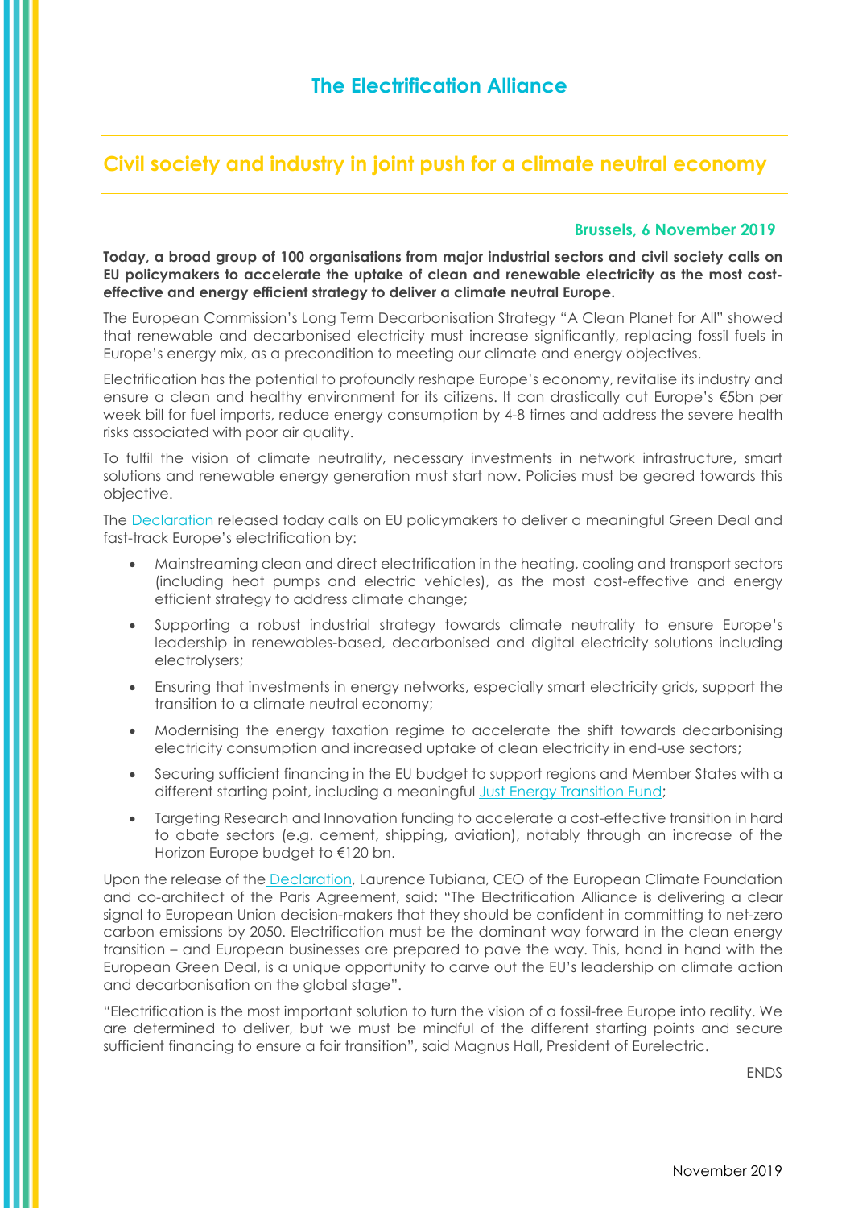# The Electrification Alliance

## Civil society and industry in joint push for a climate neutral economy

**Brussels, 6 November 2019**

**Today, a broad group of 100 organisations from major industrial sectors and civil society calls on EU policymakers to accelerate the uptake of clean and renewable electricity as the most cost-effective and energy efficient strategy to deliver a climate neutral Europe.**

The European Commission's Long Term Decarbonisation Strategy "A Clean Planet for All" showed that renewable and decarbonised electricity must increase significantly, replacing fossil fuels in Europe's energy mix, as a precondition to meeting our climate and energy objectives.

Electrification has the potential to profoundly reshape Europe's economy, revitalise its industry and ensure a clean and healthy environment for its citizens. It can drastically cut Europe's €5bn per week bill for fuel imports, reduce energy consumption by 4-8 times and address the severe health risks associated with poor air quality.

To fulfil the vision of climate neutrality, necessary investments in network infrastructure, smart solutions and renewable energy generation must start now. Policies must be geared towards this objective.

The Declaration released today calls on EU policymakers to deliver a meaningful Green Deal and fast-track Europe's electrification by:

- Mainstreaming clean and direct electrification in the heating, cooling and transport sectors (including heat pumps and electric vehicles), as the most cost-effective and energy efficient strategy to address climate change;
- Supporting a robust industrial strategy towards climate neutrality to ensure Europe's leadership in renewables-based, decarbonised and digital electricity solutions including electrolysers;
- Ensuring that investments in energy networks, especially smart electricity grids, support the transition to a climate neutral economy;
- Modernising the energy taxation regime to accelerate the shift towards decarbonising electricity consumption and increased uptake of clean electricity in end-use sectors;
- Securing sufficient financing in the EU budget to support regions and Member States with a different starting point, including a meaningful Just Energy Transition Fund;
- Targeting Research and Innovation funding to accelerate a cost-effective transition in hard to abate sectors (e.g. cement, shipping, aviation), notably through an increase of the Horizon Europe budget to €120 bn.

Upon the release of the Declaration, Laurence Tubiana, CEO of the European Climate Foundation and co-architect of the Paris Agreement, said: "The Electrification Alliance is delivering a clear signal to European Union decision-makers that they should be confident in committing to net-zero carbon emissions by 2050. Electrification must be the dominant way forward in the clean energy transition – and European businesses are prepared to pave the way. This, hand in hand with the European Green Deal, is a unique opportunity to carve out the EU's leadership on climate action and decarbonisation on the global stage".

"Electrification is the most important solution to turn the vision of a fossil-free Europe into reality. We are determined to deliver, but we must be mindful of the different starting points and secure sufficient financing to ensure a fair transition", said Magnus Hall, President of Eurelectric.

ENDS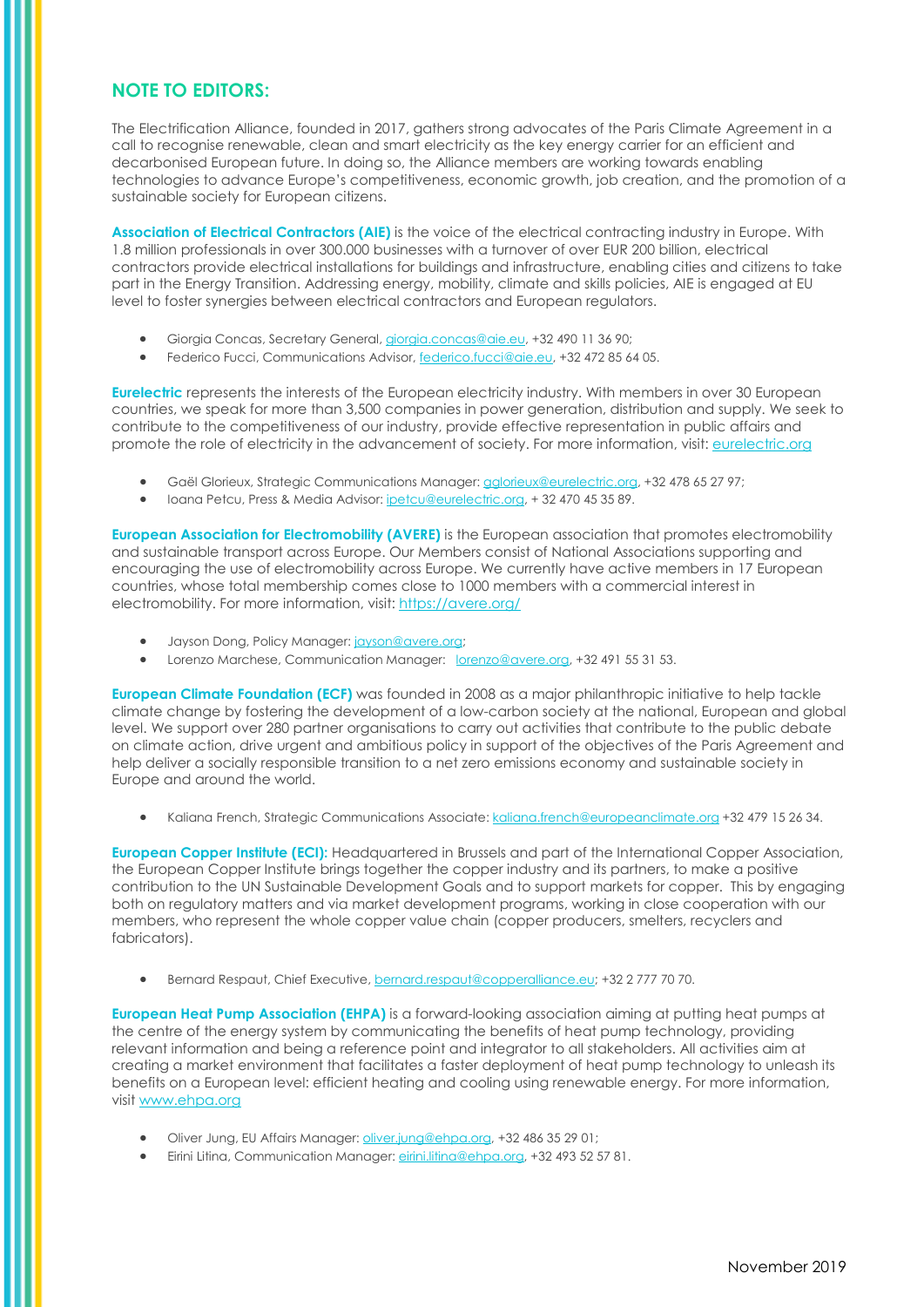## NOTE TO EDITORS:

The Electrification Alliance, founded in 2017, gathers strong advocates of the Paris Climate Agreement in a call to recognise renewable, clean and smart electricity as the key energy carrier for an efficient and decarbonised European future. In doing so, the Alliance members are working towards enabling technologies to advance Europe's competitiveness, economic growth, job creation, and the promotion of a sustainable society for European citizens.

**Association of Electrical Contractors (AIE)** is the voice of the electrical contracting industry in Europe. With 1.8 million professionals in over 300.000 businesses with a turnover of over EUR 200 billion, electrical contractors provide electrical installations for buildings and infrastructure, enabling cities and citizens to take part in the Energy Transition. Addressing energy, mobility, climate and skills policies, AIE is engaged at EU level to foster synergies between electrical contractors and European regulators.

- Giorgia Concas, Secretary General, giorgia.concas@aie.eu, +32 490 11 36 90;
- Federico Fucci, Communications Advisor, federico.fucci@aie.eu, +32 472 85 64 05.

**Eurelectric** represents the interests of the European electricity industry. With members in over 30 European countries, we speak for more than 3,500 companies in power generation, distribution and supply. We seek to contribute to the competitiveness of our industry, provide effective representation in public affairs and promote the role of electricity in the advancement of society. For more information, visit: eurelectric.org

- Gaël Glorieux, Strategic Communications Manager: gglorieux@eurelectric.org, +32 478 65 27 97;
- Ioana Petcu, Press & Media Advisor: ipetcu@eurelectric.org, + 32 470 45 35 89.

**European Association for Electromobility (AVERE)** is the European association that promotes electromobility and sustainable transport across Europe. Our Members consist of National Associations supporting and encouraging the use of electromobility across Europe. We currently have active members in 17 European countries, whose total membership comes close to 1000 members with a commercial interest in electromobility. For more information, visit: https://avere.org/

- Jayson Dong, Policy Manager: jayson@avere.org;
- Lorenzo Marchese, Communication Manager: lorenzo@avere.org, +32 491 55 31 53.

**European Climate Foundation (ECF)** was founded in 2008 as a major philanthropic initiative to help tackle climate change by fostering the development of a low-carbon society at the national, European and global level. We support over 280 partner organisations to carry out activities that contribute to the public debate on climate action, drive urgent and ambitious policy in support of the objectives of the Paris Agreement and help deliver a socially responsible transition to a net zero emissions economy and sustainable society in Europe and around the world.

- Kaliana French, Strategic Communications Associate: kaliana.french@europeanclimate.org +32 479 15 26 34.

**European Copper Institute (ECI):** Headquartered in Brussels and part of the International Copper Association, the European Copper Institute brings together the copper industry and its partners, to make a positive contribution to the UN Sustainable Development Goals and to support markets for copper. This by engaging both on regulatory matters and via market development programs, working in close cooperation with our members, who represent the whole copper value chain (copper producers, smelters, recyclers and fabricators).

- Bernard Respaut, Chief Executive, bernard.respaut@copperalliance.eu; +32 2 777 70 70.

**European Heat Pump Association (EHPA)** is a forward-looking association aiming at putting heat pumps at the centre of the energy system by communicating the benefits of heat pump technology, providing relevant information and being a reference point and integrator to all stakeholders. All activities aim at creating a market environment that facilitates a faster deployment of heat pump technology to unleash its benefits on a European level: efficient heating and cooling using renewable energy. For more information, visit www.ehpa.org

- Oliver Jung, EU Affairs Manager: oliver.jung@ehpa.org, +32 486 35 29 01;
- Eirini Litina, Communication Manager: eirini.litina@ehpa.org, +32 493 52 57 81.

November 2019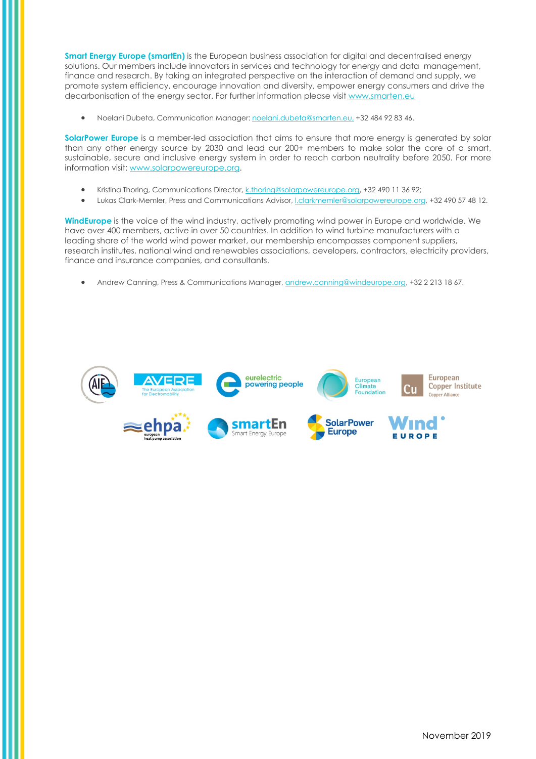**Smart Energy Europe (smartEn)** is the European business association for digital and decentralised energy solutions. Our members include innovators in services and technology for energy and data management, finance and research. By taking an integrated perspective on the interaction of demand and supply, we promote system efficiency, encourage innovation and diversity, empower energy consumers and drive the decarbonisation of the energy sector. For further information please visit www.smarten.eu

- Noelani Dubeta, Communication Manager: noelani.dubeta@smarten.eu, +32 484 92 83 46.

**SolarPower Europe** is a member-led association that aims to ensure that more energy is generated by solar than any other energy source by 2030 and lead our 200+ members to make solar the core of a smart, sustainable, secure and inclusive energy system in order to reach carbon neutrality before 2050. For more information visit: www.solarpowereurope.org.

- Kristina Thoring, Communications Director, k.thoring@solarpowereurope.org, +32 490 11 36 92;
- Lukas Clark-Memler, Press and Communications Advisor, l.clarkmemler@solarpowereurope.org, +32 490 57 48 12.

**WindEurope** is the voice of the wind industry, actively promoting wind power in Europe and worldwide. We have over 400 members, active in over 50 countries. In addition to wind turbine manufacturers with a leading share of the world wind power market, our membership encompasses component suppliers, research institutes, national wind and renewables associations, developers, contractors, electricity providers, finance and insurance companies, and consultants.

- Andrew Canning, Press & Communications Manager, andrew.canning@windeurope.org, +32 2 213 18 67.

November 2019